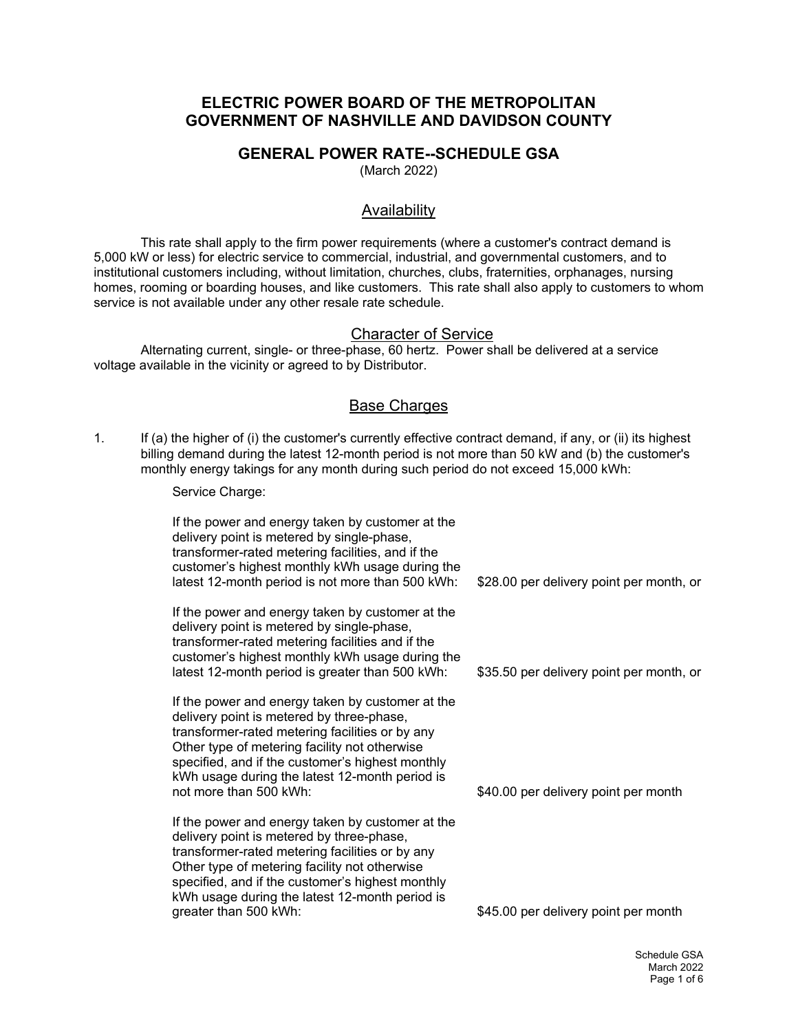# ELECTRIC POWER BOARD OF THE METROPOLITAN GOVERNMENT OF NASHVILLE AND DAVIDSON COUNTY

## GENERAL POWER RATE--SCHEDULE GSA

(March 2022)

### Availability

This rate shall apply to the firm power requirements (where a customer's contract demand is 5,000 kW or less) for electric service to commercial, industrial, and governmental customers, and to institutional customers including, without limitation, churches, clubs, fraternities, orphanages, nursing homes, rooming or boarding houses, and like customers. This rate shall also apply to customers to whom service is not available under any other resale rate schedule.

### Character of Service

Alternating current, single- or three-phase, 60 hertz. Power shall be delivered at a service voltage available in the vicinity or agreed to by Distributor.

### Base Charges

1. If (a) the higher of (i) the customer's currently effective contract demand, if any, or (ii) its highest billing demand during the latest 12-month period is not more than 50 kW and (b) the customer's monthly energy takings for any month during such period do not exceed 15,000 kWh:

   Service Charge:

   | | |
   |---|---|
   | If the power and energy taken by customer at the delivery point is metered by single-phase, transformer-rated metering facilities, and if the customer's highest monthly kWh usage during the latest 12-month period is not more than 500 kWh: | $28.00 per delivery point per month, or |
   | If the power and energy taken by customer at the delivery point is metered by single-phase, transformer-rated metering facilities and if the customer's highest monthly kWh usage during the latest 12-month period is greater than 500 kWh: | $35.50 per delivery point per month, or |
   | If the power and energy taken by customer at the delivery point is metered by three-phase, transformer-rated metering facilities or by any Other type of metering facility not otherwise specified, and if the customer's highest monthly kWh usage during the latest 12-month period is not more than 500 kWh: | $40.00 per delivery point per month |
   | If the power and energy taken by customer at the delivery point is metered by three-phase, transformer-rated metering facilities or by any Other type of metering facility not otherwise specified, and if the customer's highest monthly kWh usage during the latest 12-month period is greater than 500 kWh: | $45.00 per delivery point per month |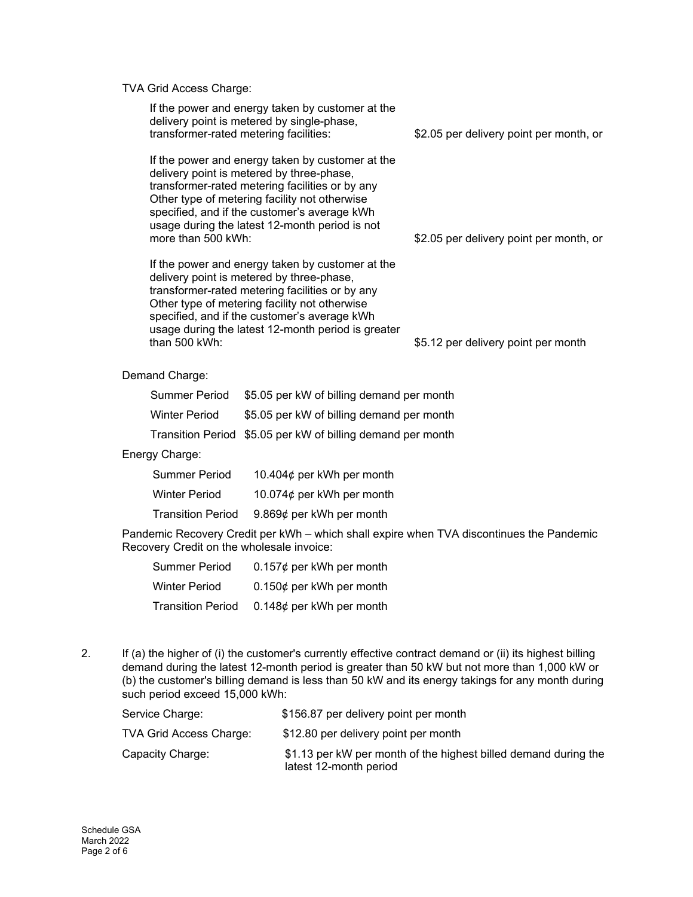TVA Grid Access Charge:

| | |
|---|---|
| If the power and energy taken by customer at the delivery point is metered by single-phase, transformer-rated metering facilities: | \$2.05 per delivery point per month, or |
| If the power and energy taken by customer at the delivery point is metered by three-phase, transformer-rated metering facilities or by any Other type of metering facility not otherwise specified, and if the customer's average kWh usage during the latest 12-month period is not more than 500 kWh: | \$2.05 per delivery point per month, or |
| If the power and energy taken by customer at the delivery point is metered by three-phase, transformer-rated metering facilities or by any Other type of metering facility not otherwise specified, and if the customer's average kWh usage during the latest 12-month period is greater than 500 kWh: | \$5.12 per delivery point per month |

Demand Charge:

| | |
|---|---|
| Summer Period | \$5.05 per kW of billing demand per month |
| Winter Period | \$5.05 per kW of billing demand per month |
| Transition Period | \$5.05 per kW of billing demand per month |

Energy Charge:

| | |
|---|---|
| Summer Period | 10.404¢ per kWh per month |
| Winter Period | 10.074¢ per kWh per month |
| Transition Period | 9.869¢ per kWh per month |

Pandemic Recovery Credit per kWh – which shall expire when TVA discontinues the Pandemic Recovery Credit on the wholesale invoice:

| | |
|---|---|
| Summer Period | 0.157¢ per kWh per month |
| Winter Period | 0.150¢ per kWh per month |
| Transition Period | 0.148¢ per kWh per month |

2. If (a) the higher of (i) the customer's currently effective contract demand or (ii) its highest billing demand during the latest 12-month period is greater than 50 kW but not more than 1,000 kW or (b) the customer's billing demand is less than 50 kW and its energy takings for any month during such period exceed 15,000 kWh:

| | |
|---|---|
| Service Charge: | \$156.87 per delivery point per month |
| TVA Grid Access Charge: | \$12.80 per delivery point per month |
| Capacity Charge: | \$1.13 per kW per month of the highest billed demand during the latest 12-month period |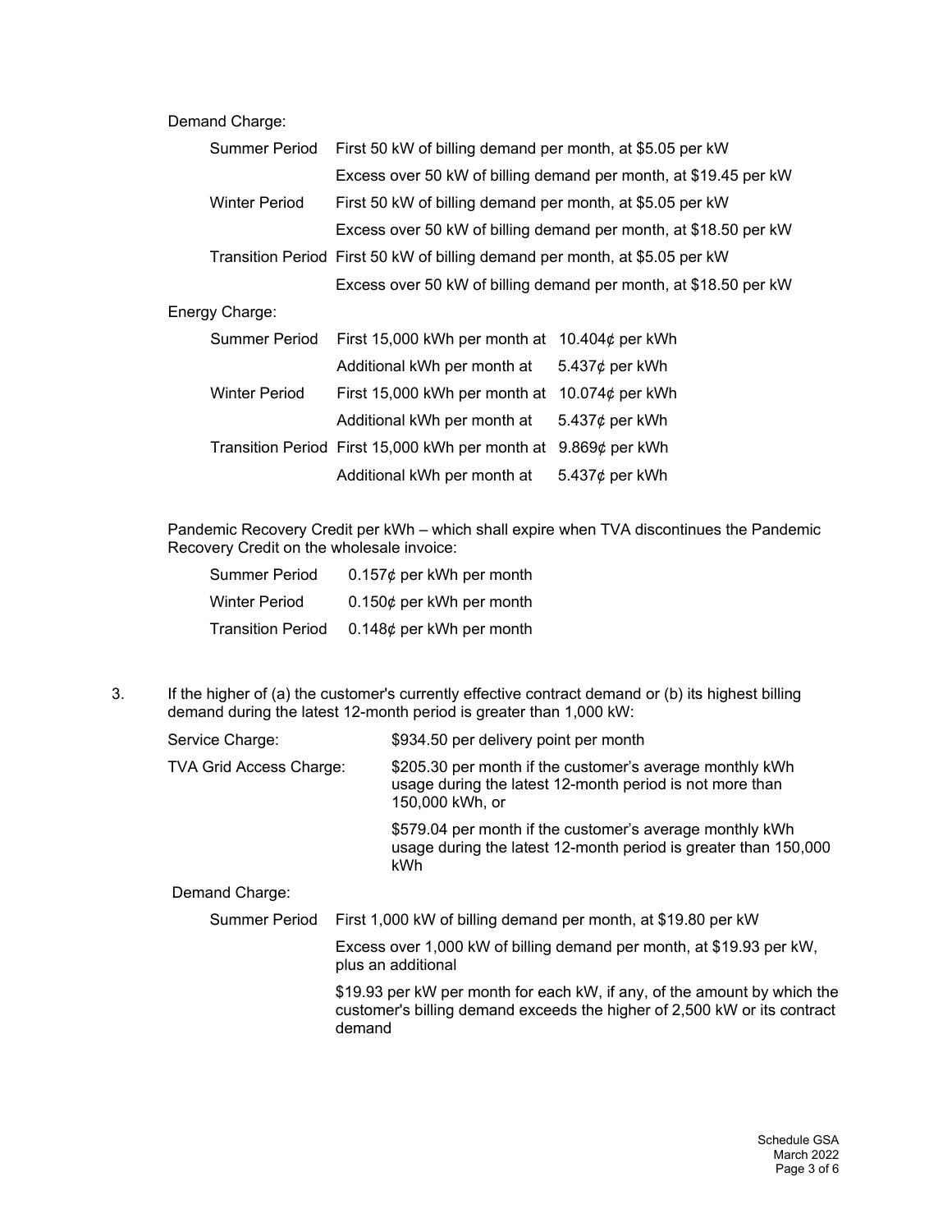Demand Charge:

| | |
|---|---|
| Summer Period | First 50 kW of billing demand per month, at $5.05 per kW |
| | Excess over 50 kW of billing demand per month, at $19.45 per kW |
| Winter Period | First 50 kW of billing demand per month, at $5.05 per kW |
| | Excess over 50 kW of billing demand per month, at $18.50 per kW |
| Transition Period | First 50 kW of billing demand per month, at $5.05 per kW |
| | Excess over 50 kW of billing demand per month, at $18.50 per kW |

Energy Charge:

| | | |
|---|---|---|
| Summer Period | First 15,000 kWh per month at | 10.404¢ per kWh |
| | Additional kWh per month at | 5.437¢ per kWh |
| Winter Period | First 15,000 kWh per month at | 10.074¢ per kWh |
| | Additional kWh per month at | 5.437¢ per kWh |
| Transition Period | First 15,000 kWh per month at | 9.869¢ per kWh |
| | Additional kWh per month at | 5.437¢ per kWh |

Pandemic Recovery Credit per kWh – which shall expire when TVA discontinues the Pandemic Recovery Credit on the wholesale invoice:

| | |
|---|---|
| Summer Period | 0.157¢ per kWh per month |
| Winter Period | 0.150¢ per kWh per month |
| Transition Period | 0.148¢ per kWh per month |

3. If the higher of (a) the customer's currently effective contract demand or (b) its highest billing demand during the latest 12-month period is greater than 1,000 kW:

| | |
|---|---|
| Service Charge: | $934.50 per delivery point per month |
| TVA Grid Access Charge: | $205.30 per month if the customer's average monthly kWh usage during the latest 12-month period is not more than 150,000 kWh, or |
| | $579.04 per month if the customer's average monthly kWh usage during the latest 12-month period is greater than 150,000 kWh |

Demand Charge:

| | |
|---|---|
| Summer Period | First 1,000 kW of billing demand per month, at $19.80 per kW |
| | Excess over 1,000 kW of billing demand per month, at $19.93 per kW, plus an additional |
| | $19.93 per kW per month for each kW, if any, of the amount by which the customer's billing demand exceeds the higher of 2,500 kW or its contract demand |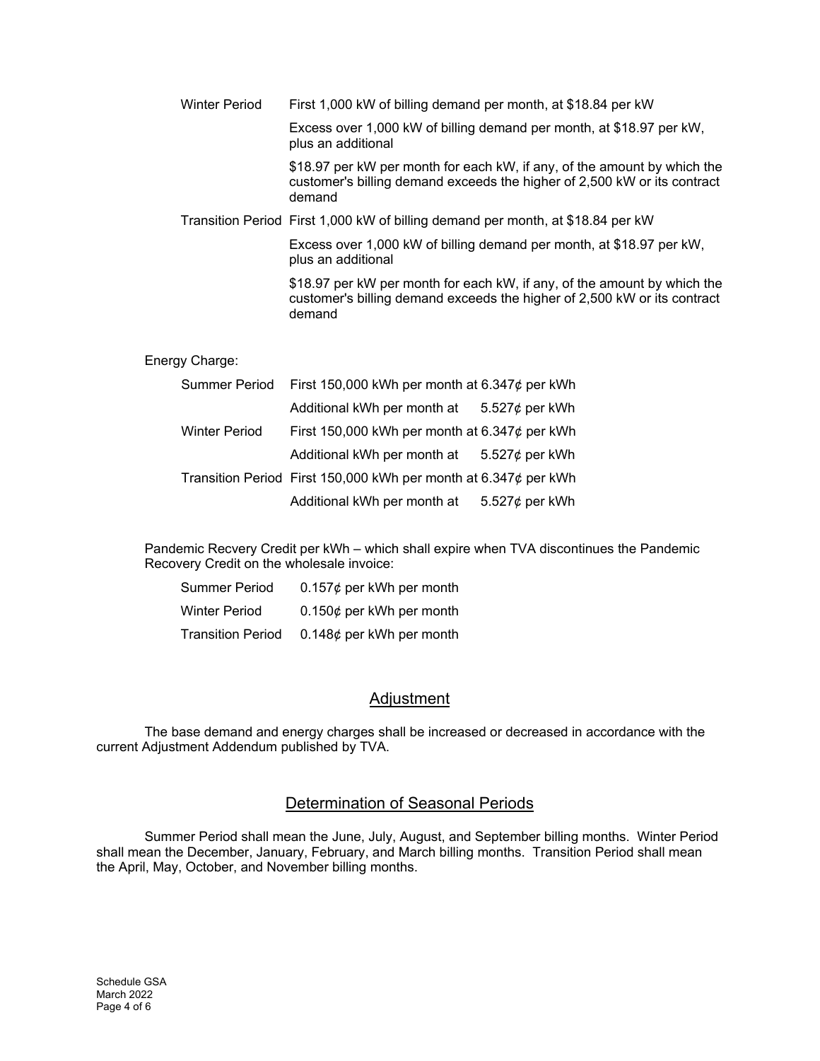| | |
|---|---|
| Winter Period | First 1,000 kW of billing demand per month, at \$18.84 per kW |
| | Excess over 1,000 kW of billing demand per month, at \$18.97 per kW, plus an additional |
| | \$18.97 per kW per month for each kW, if any, of the amount by which the customer's billing demand exceeds the higher of 2,500 kW or its contract demand |
| Transition Period | First 1,000 kW of billing demand per month, at \$18.84 per kW |
| | Excess over 1,000 kW of billing demand per month, at \$18.97 per kW, plus an additional |
| | \$18.97 per kW per month for each kW, if any, of the amount by which the customer's billing demand exceeds the higher of 2,500 kW or its contract demand |

Energy Charge:

| | | |
|---|---|---|
| Summer Period | First 150,000 kWh per month at 6.347¢ per kWh | |
| | Additional kWh per month at | 5.527¢ per kWh |
| Winter Period | First 150,000 kWh per month at 6.347¢ per kWh | |
| | Additional kWh per month at | 5.527¢ per kWh |
| Transition Period | First 150,000 kWh per month at 6.347¢ per kWh | |
| | Additional kWh per month at | 5.527¢ per kWh |

Pandemic Recvery Credit per kWh – which shall expire when TVA discontinues the Pandemic Recovery Credit on the wholesale invoice:

| | |
|---|---|
| Summer Period | 0.157¢ per kWh per month |
| Winter Period | 0.150¢ per kWh per month |
| Transition Period | 0.148¢ per kWh per month |

## Adjustment

The base demand and energy charges shall be increased or decreased in accordance with the current Adjustment Addendum published by TVA.

## Determination of Seasonal Periods

Summer Period shall mean the June, July, August, and September billing months. Winter Period shall mean the December, January, February, and March billing months. Transition Period shall mean the April, May, October, and November billing months.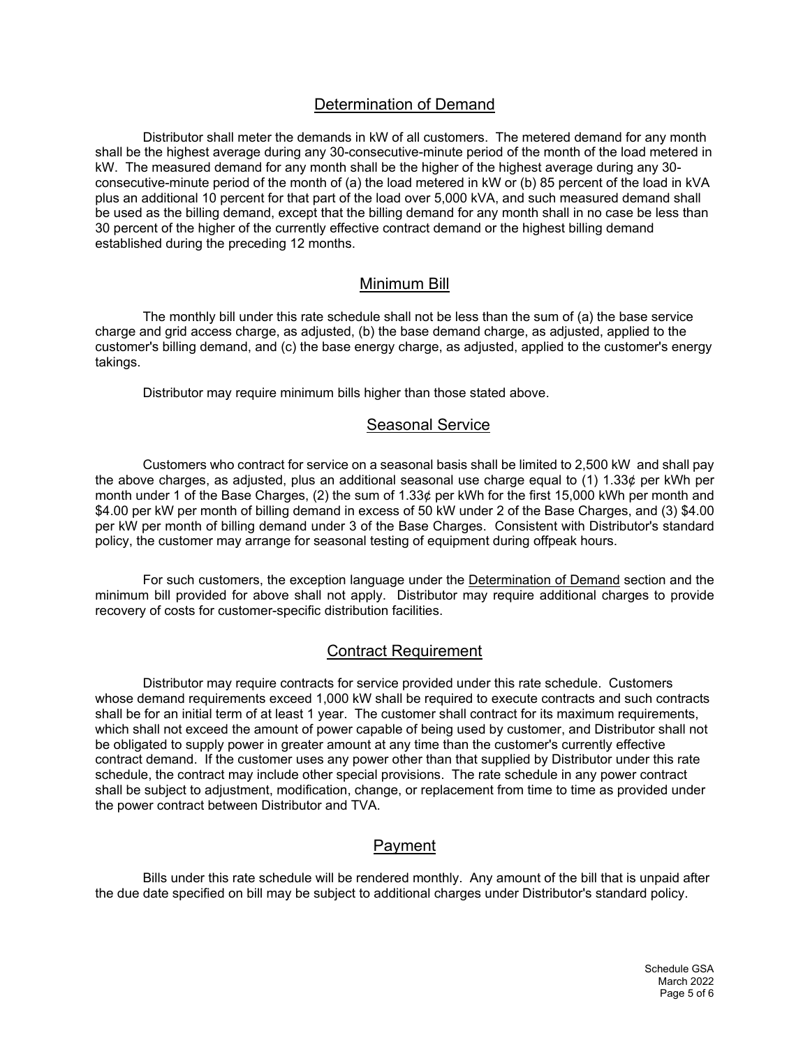## Determination of Demand

Distributor shall meter the demands in kW of all customers. The metered demand for any month shall be the highest average during any 30-consecutive-minute period of the month of the load metered in kW. The measured demand for any month shall be the higher of the highest average during any 30-consecutive-minute period of the month of (a) the load metered in kW or (b) 85 percent of the load in kVA plus an additional 10 percent for that part of the load over 5,000 kVA, and such measured demand shall be used as the billing demand, except that the billing demand for any month shall in no case be less than 30 percent of the higher of the currently effective contract demand or the highest billing demand established during the preceding 12 months.

## Minimum Bill

The monthly bill under this rate schedule shall not be less than the sum of (a) the base service charge and grid access charge, as adjusted, (b) the base demand charge, as adjusted, applied to the customer's billing demand, and (c) the base energy charge, as adjusted, applied to the customer's energy takings.

Distributor may require minimum bills higher than those stated above.

## Seasonal Service

Customers who contract for service on a seasonal basis shall be limited to 2,500 kW and shall pay the above charges, as adjusted, plus an additional seasonal use charge equal to (1) 1.33¢ per kWh per month under 1 of the Base Charges, (2) the sum of 1.33¢ per kWh for the first 15,000 kWh per month and $4.00 per kW per month of billing demand in excess of 50 kW under 2 of the Base Charges, and (3) $4.00 per kW per month of billing demand under 3 of the Base Charges. Consistent with Distributor's standard policy, the customer may arrange for seasonal testing of equipment during offpeak hours.

For such customers, the exception language under the Determination of Demand section and the minimum bill provided for above shall not apply. Distributor may require additional charges to provide recovery of costs for customer-specific distribution facilities.

## Contract Requirement

Distributor may require contracts for service provided under this rate schedule. Customers whose demand requirements exceed 1,000 kW shall be required to execute contracts and such contracts shall be for an initial term of at least 1 year. The customer shall contract for its maximum requirements, which shall not exceed the amount of power capable of being used by customer, and Distributor shall not be obligated to supply power in greater amount at any time than the customer's currently effective contract demand. If the customer uses any power other than that supplied by Distributor under this rate schedule, the contract may include other special provisions. The rate schedule in any power contract shall be subject to adjustment, modification, change, or replacement from time to time as provided under the power contract between Distributor and TVA.

## Payment

Bills under this rate schedule will be rendered monthly. Any amount of the bill that is unpaid after the due date specified on bill may be subject to additional charges under Distributor's standard policy.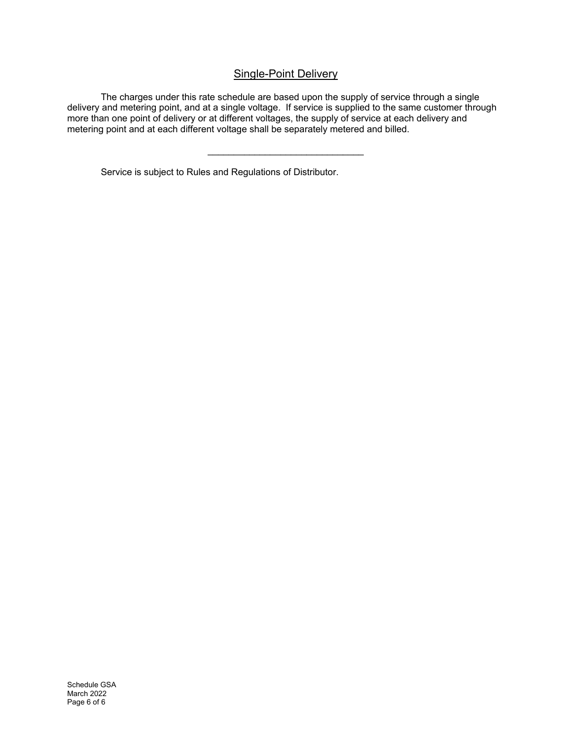## Single-Point Delivery

The charges under this rate schedule are based upon the supply of service through a single delivery and metering point, and at a single voltage. If service is supplied to the same customer through more than one point of delivery or at different voltages, the supply of service at each delivery and metering point and at each different voltage shall be separately metered and billed.

---

Service is subject to Rules and Regulations of Distributor.